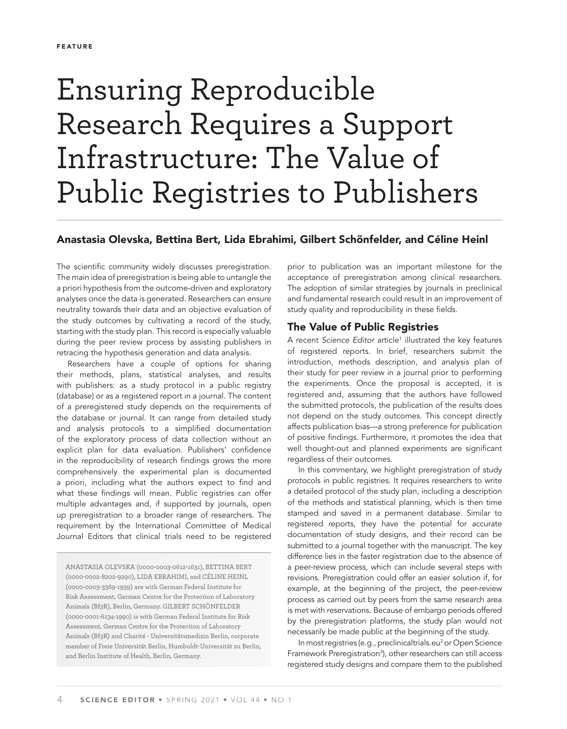FEATURE

# Ensuring Reproducible Research Requires a Support Infrastructure: The Value of Public Registries to Publishers

**Anastasia Olevska, Bettina Bert, Lida Ebrahimi, Gilbert Schönfelder, and Céline Heinl**

The scientific community widely discusses preregistration. The main idea of preregistration is being able to untangle the a priori hypothesis from the outcome-driven and exploratory analyses once the data is generated. Researchers can ensure neutrality towards their data and an objective evaluation of the study outcomes by cultivating a record of the study, starting with the study plan. This record is especially valuable during the peer review process by assisting publishers in retracing the hypothesis generation and data analysis.

Researchers have a couple of options for sharing their methods, plans, statistical analyses, and results with publishers: as a study protocol in a public registry (database) or as a registered report in a journal. The content of a preregistered study depends on the requirements of the database or journal. It can range from detailed study and analysis protocols to a simplified documentation of the exploratory process of data collection without an explicit plan for data evaluation. Publishers' confidence in the reproducibility of research findings grows the more comprehensively the experimental plan is documented a priori, including what the authors expect to find and what these findings will mean. Public registries can offer multiple advantages and, if supported by journals, open up preregistration to a broader range of researchers. The requirement by the International Committee of Medical Journal Editors that clinical trials need to be registered prior to publication was an important milestone for the acceptance of preregistration among clinical researchers. The adoption of similar strategies by journals in preclinical and fundamental research could result in an improvement of study quality and reproducibility in these fields.

ANASTASIA OLEVSKA (0000-0003-0612-1631), BETTINA BERT (0000-0002-8202-9290), LIDA EBRAHIMI, and CÉLINE HEINL (0000-0003-3369-1939) are with German Federal Institute for Risk Assessment, German Centre for the Protection of Laboratory Animals (Bf3R), Berlin, Germany. GILBERT SCHÖNFELDER (0000-0001-6134-1990) is with German Federal Institute for Risk Assessment, German Centre for the Protection of Laboratory Animals (Bf3R) and Charité - Universitätsmedizin Berlin, corporate member of Freie Universität Berlin, Humboldt-Universität zu Berlin, and Berlin Institute of Health, Berlin, Germany.

## The Value of Public Registries

A recent *Science Editor* article[1] illustrated the key features of registered reports. In brief, researchers submit the introduction, methods description, and analysis plan of their study for peer review in a journal prior to performing the experiments. Once the proposal is accepted, it is registered and, assuming that the authors have followed the submitted protocols, the publication of the results does not depend on the study outcomes. This concept directly affects publication bias—a strong preference for publication of positive findings. Furthermore, it promotes the idea that well thought-out and planned experiments are significant regardless of their outcomes.

In this commentary, we highlight preregistration of study protocols in public registries. It requires researchers to write a detailed protocol of the study plan, including a description of the methods and statistical planning, which is then time stamped and saved in a permanent database. Similar to registered reports, they have the potential for accurate documentation of study designs, and their record can be submitted to a journal together with the manuscript. The key difference lies in the faster registration due to the absence of a peer-review process, which can include several steps with revisions. Preregistration could offer an easier solution if, for example, at the beginning of the project, the peer-review process as carried out by peers from the same research area is met with reservations. Because of embargo periods offered by the preregistration platforms, the study plan would not necessarily be made public at the beginning of the study.

In most registries (e.g., preclinicaltrials.eu[2] or Open Science Framework Preregistration[3]), other researchers can still access registered study designs and compare them to the published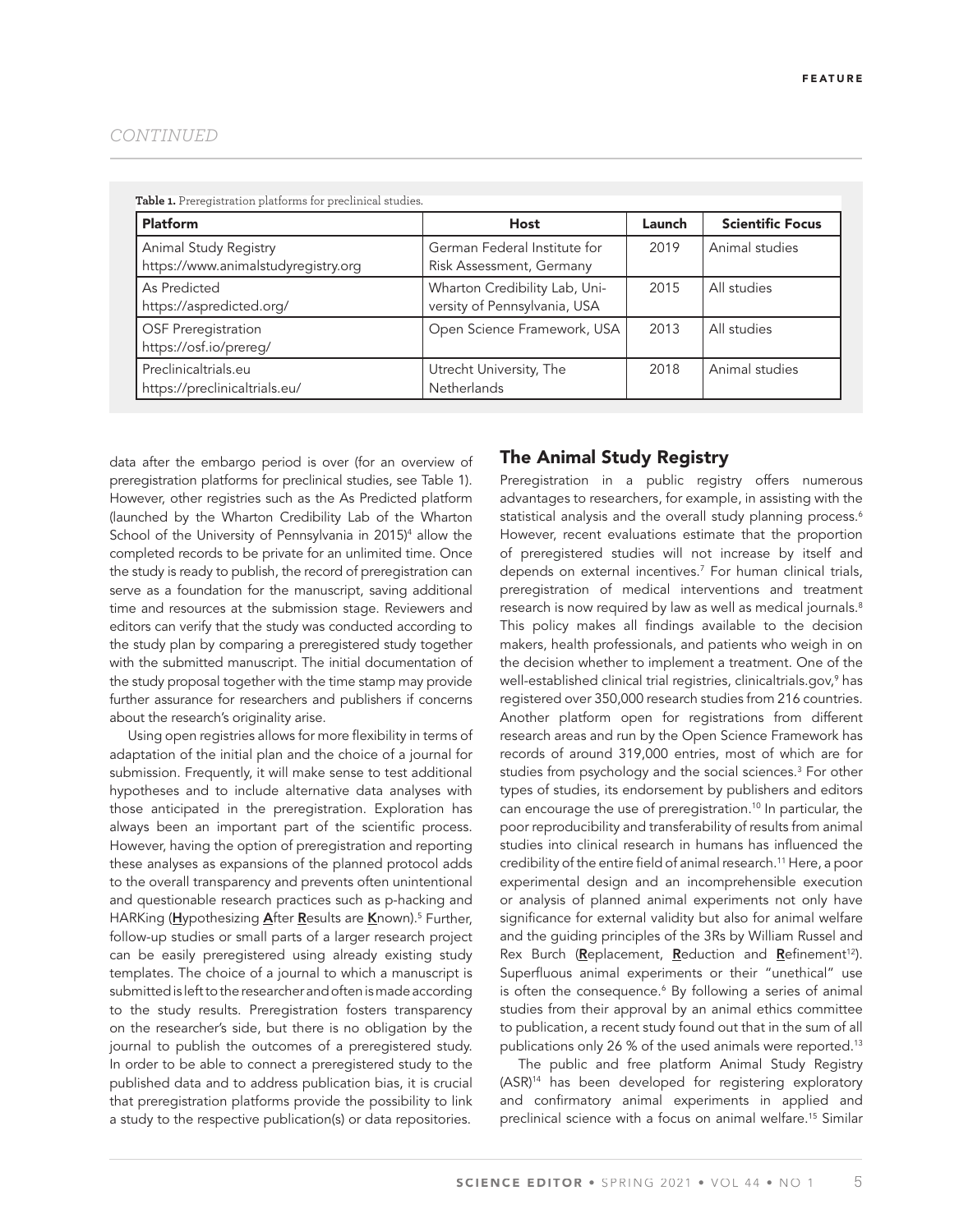*CONTINUED*

**Table 1.** Preregistration platforms for preclinical studies.

| Platform | Host | Launch | Scientific Focus |
| --- | --- | --- | --- |
| Animal Study Registry https://www.animalstudyregistry.org | German Federal Institute for Risk Assessment, Germany | 2019 | Animal studies |
| As Predicted https://aspredicted.org/ | Wharton Credibility Lab, University of Pennsylvania, USA | 2015 | All studies |
| OSF Preregistration https://osf.io/prereg/ | Open Science Framework, USA | 2013 | All studies |
| Preclinicaltrials.eu https://preclinicaltrials.eu/ | Utrecht University, The Netherlands | 2018 | Animal studies |

data after the embargo period is over (for an overview of preregistration platforms for preclinical studies, see Table 1). However, other registries such as the As Predicted platform (launched by the Wharton Credibility Lab of the Wharton School of the University of Pennsylvania in 2015)[4] allow the completed records to be private for an unlimited time. Once the study is ready to publish, the record of preregistration can serve as a foundation for the manuscript, saving additional time and resources at the submission stage. Reviewers and editors can verify that the study was conducted according to the study plan by comparing a preregistered study together with the submitted manuscript. The initial documentation of the study proposal together with the time stamp may provide further assurance for researchers and publishers if concerns about the research's originality arise.

Using open registries allows for more flexibility in terms of adaptation of the initial plan and the choice of a journal for submission. Frequently, it will make sense to test additional hypotheses and to include alternative data analyses with those anticipated in the preregistration. Exploration has always been an important part of the scientific process. However, having the option of preregistration and reporting these analyses as expansions of the planned protocol adds to the overall transparency and prevents often unintentional and questionable research practices such as p-hacking and HARKing (**H**ypothesizing **A**fter **R**esults are **K**nown).[5] Further, follow-up studies or small parts of a larger research project can be easily preregistered using already existing study templates. The choice of a journal to which a manuscript is submitted is left to the researcher and often is made according to the study results. Preregistration fosters transparency on the researcher's side, but there is no obligation by the journal to publish the outcomes of a preregistered study. In order to be able to connect a preregistered study to the published data and to address publication bias, it is crucial that preregistration platforms provide the possibility to link a study to the respective publication(s) or data repositories.

## The Animal Study Registry

Preregistration in a public registry offers numerous advantages to researchers, for example, in assisting with the statistical analysis and the overall study planning process.[6] However, recent evaluations estimate that the proportion of preregistered studies will not increase by itself and depends on external incentives.[7] For human clinical trials, preregistration of medical interventions and treatment research is now required by law as well as medical journals.[8] This policy makes all findings available to the decision makers, health professionals, and patients who weigh in on the decision whether to implement a treatment. One of the well-established clinical trial registries, clinicaltrials.gov,[9] has registered over 350,000 research studies from 216 countries. Another platform open for registrations from different research areas and run by the Open Science Framework has records of around 319,000 entries, most of which are for studies from psychology and the social sciences.[3] For other types of studies, its endorsement by publishers and editors can encourage the use of preregistration.[10] In particular, the poor reproducibility and transferability of results from animal studies into clinical research in humans has influenced the credibility of the entire field of animal research.[11] Here, a poor experimental design and an incomprehensible execution or analysis of planned animal experiments not only have significance for external validity but also for animal welfare and the guiding principles of the 3Rs by William Russel and Rex Burch (**R**eplacement, **R**eduction and **R**efinement[12]). Superfluous animal experiments or their "unethical" use is often the consequence.[6] By following a series of animal studies from their approval by an animal ethics committee to publication, a recent study found out that in the sum of all publications only 26 % of the used animals were reported.[13]

The public and free platform Animal Study Registry (ASR)[14] has been developed for registering exploratory and confirmatory animal experiments in applied and preclinical science with a focus on animal welfare.[15] Similar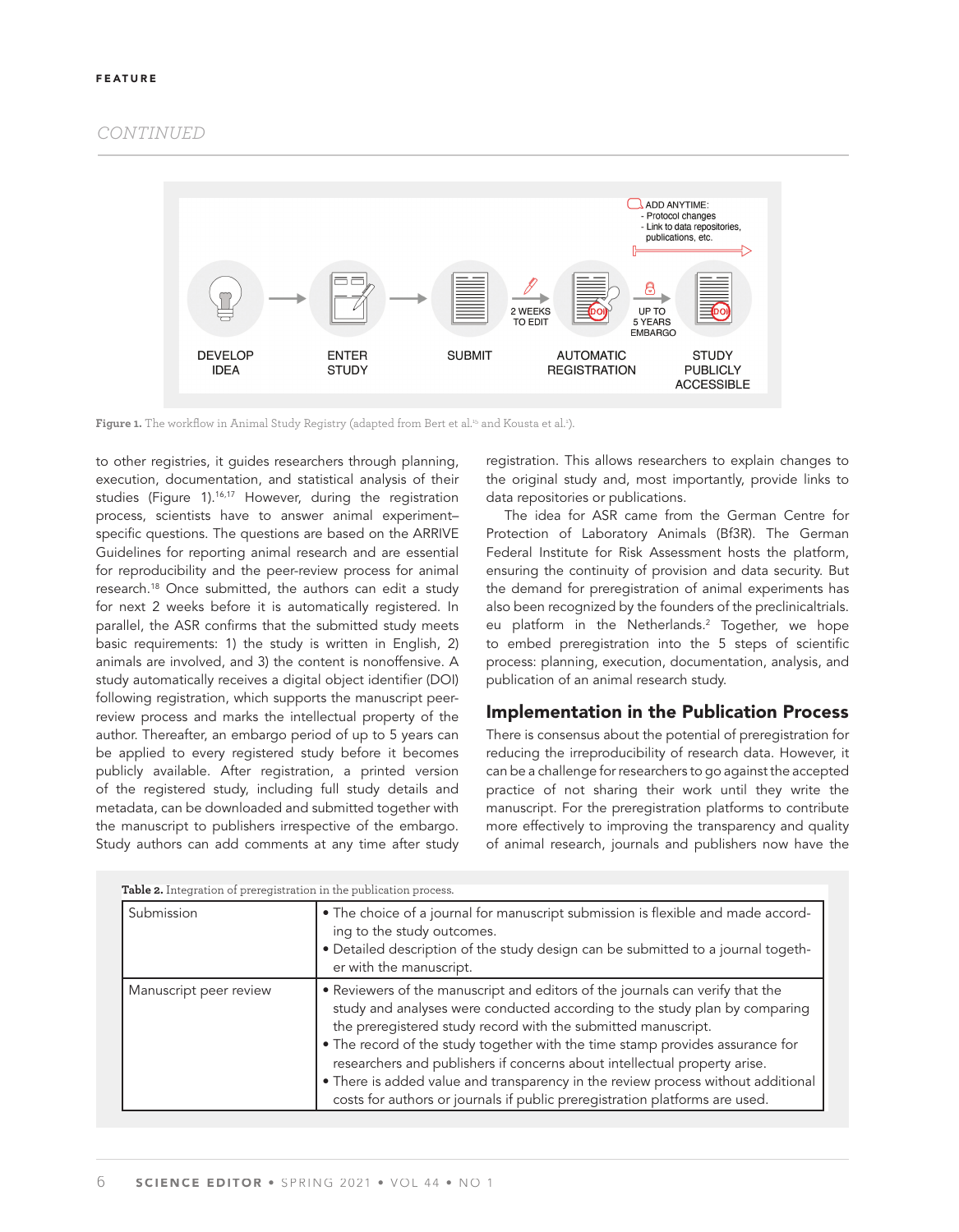Figure 1. The workflow in Animal Study Registry (adapted from Bert et al.[15] and Kousta et al.[1]).

to other registries, it guides researchers through planning, execution, documentation, and statistical analysis of their studies (Figure 1).[16,17] However, during the registration process, scientists have to answer animal experiment–specific questions. The questions are based on the ARRIVE Guidelines for reporting animal research and are essential for reproducibility and the peer-review process for animal research.[18] Once submitted, the authors can edit a study for next 2 weeks before it is automatically registered. In parallel, the ASR confirms that the submitted study meets basic requirements: 1) the study is written in English, 2) animals are involved, and 3) the content is nonoffensive. A study automatically receives a digital object identifier (DOI) following registration, which supports the manuscript peer-review process and marks the intellectual property of the author. Thereafter, an embargo period of up to 5 years can be applied to every registered study before it becomes publicly available. After registration, a printed version of the registered study, including full study details and metadata, can be downloaded and submitted together with the manuscript to publishers irrespective of the embargo. Study authors can add comments at any time after study registration. This allows researchers to explain changes to the original study and, most importantly, provide links to data repositories or publications.

The idea for ASR came from the German Centre for Protection of Laboratory Animals (Bf3R). The German Federal Institute for Risk Assessment hosts the platform, ensuring the continuity of provision and data security. But the demand for preregistration of animal experiments has also been recognized by the founders of the preclinicaltrials.eu platform in the Netherlands.[2] Together, we hope to embed preregistration into the 5 steps of scientific process: planning, execution, documentation, analysis, and publication of an animal research study.

## Implementation in the Publication Process

There is consensus about the potential of preregistration for reducing the irreproducibility of research data. However, it can be a challenge for researchers to go against the accepted practice of not sharing their work until they write the manuscript. For the preregistration platforms to contribute more effectively to improving the transparency and quality of animal research, journals and publishers now have the

**Table 2.** Integration of preregistration in the publication process.

| | |
|---|---|
| Submission | • The choice of a journal for manuscript submission is flexible and made according to the study outcomes.<br>• Detailed description of the study design can be submitted to a journal together with the manuscript. |
| Manuscript peer review | • Reviewers of the manuscript and editors of the journals can verify that the study and analyses were conducted according to the study plan by comparing the preregistered study record with the submitted manuscript.<br>• The record of the study together with the time stamp provides assurance for researchers and publishers if concerns about intellectual property arise.<br>• There is added value and transparency in the review process without additional costs for authors or journals if public preregistration platforms are used. |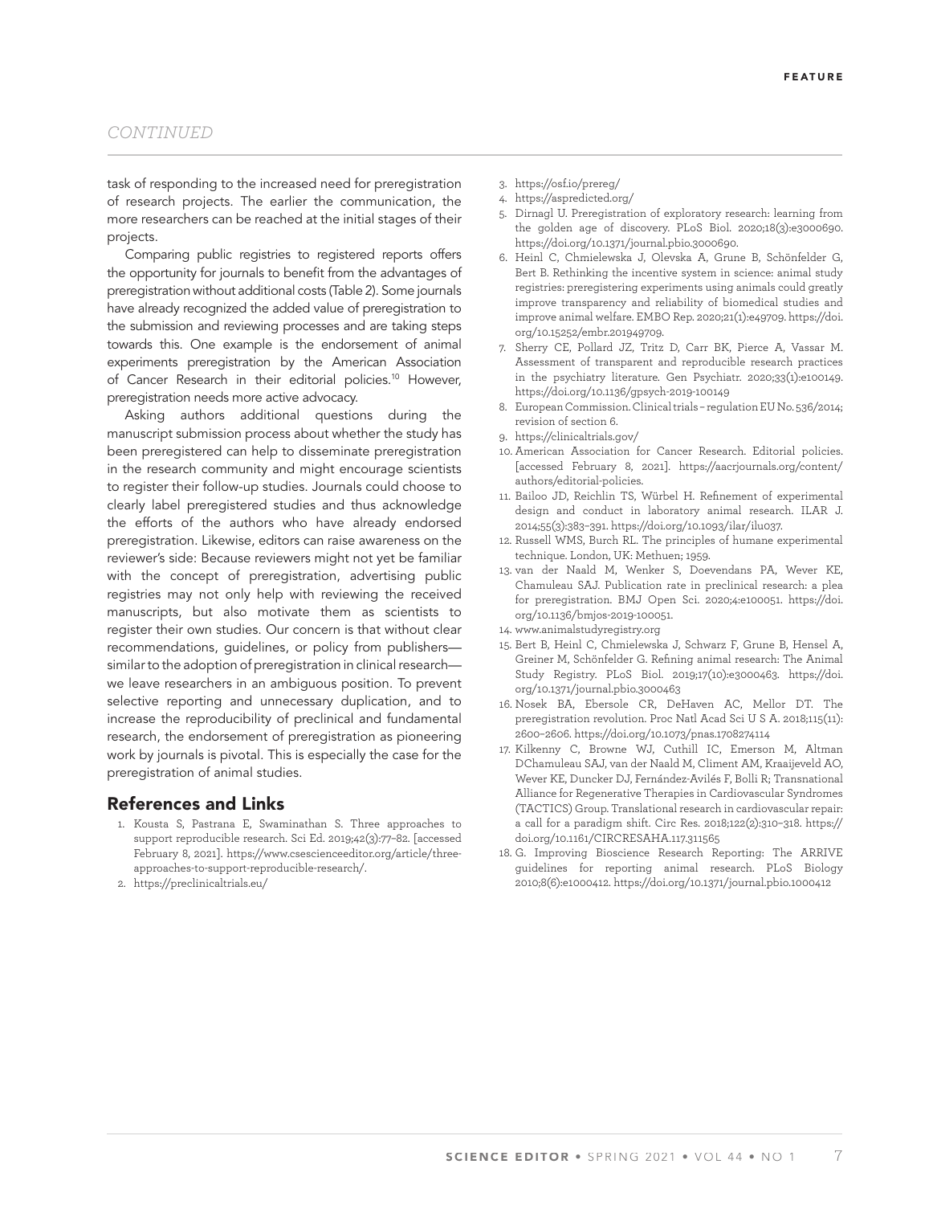*CONTINUED*

task of responding to the increased need for preregistration of research projects. The earlier the communication, the more researchers can be reached at the initial stages of their projects.

Comparing public registries to registered reports offers the opportunity for journals to benefit from the advantages of preregistration without additional costs (Table 2). Some journals have already recognized the added value of preregistration to the submission and reviewing processes and are taking steps towards this. One example is the endorsement of animal experiments preregistration by the American Association of Cancer Research in their editorial policies.[10] However, preregistration needs more active advocacy.

Asking authors additional questions during the manuscript submission process about whether the study has been preregistered can help to disseminate preregistration in the research community and might encourage scientists to register their follow-up studies. Journals could choose to clearly label preregistered studies and thus acknowledge the efforts of the authors who have already endorsed preregistration. Likewise, editors can raise awareness on the reviewer's side: Because reviewers might not yet be familiar with the concept of preregistration, advertising public registries may not only help with reviewing the received manuscripts, but also motivate them as scientists to register their own studies. Our concern is that without clear recommendations, guidelines, or policy from publishers—similar to the adoption of preregistration in clinical research—we leave researchers in an ambiguous position. To prevent selective reporting and unnecessary duplication, and to increase the reproducibility of preclinical and fundamental research, the endorsement of preregistration as pioneering work by journals is pivotal. This is especially the case for the preregistration of animal studies.

## References and Links

1. Kousta S, Pastrana E, Swaminathan S. Three approaches to support reproducible research. Sci Ed. 2019;42(3):77–82. [accessed February 8, 2021]. https://www.csescienceeditor.org/article/three-approaches-to-support-reproducible-research/.
2. https://preclinicaltrials.eu/
3. https://osf.io/prereg/
4. https://aspredicted.org/
5. Dirnagl U. Preregistration of exploratory research: learning from the golden age of discovery. PLoS Biol. 2020;18(3):e3000690. https://doi.org/10.1371/journal.pbio.3000690.
6. Heinl C, Chmielewska J, Olevska A, Grune B, Schönfelder G, Bert B. Rethinking the incentive system in science: animal study registries: preregistering experiments using animals could greatly improve transparency and reliability of biomedical studies and improve animal welfare. EMBO Rep. 2020;21(1):e49709. https://doi.org/10.15252/embr.201949709.
7. Sherry CE, Pollard JZ, Tritz D, Carr BK, Pierce A, Vassar M. Assessment of transparent and reproducible research practices in the psychiatry literature. Gen Psychiatr. 2020;33(1):e100149. https://doi.org/10.1136/gpsych-2019-100149
8. European Commission. Clinical trials – regulation EU No. 536/2014; revision of section 6.
9. https://clinicaltrials.gov/
10. American Association for Cancer Research. Editorial policies. [accessed February 8, 2021]. https://aacrjournals.org/content/authors/editorial-policies.
11. Bailoo JD, Reichlin TS, Würbel H. Refinement of experimental design and conduct in laboratory animal research. ILAR J. 2014;55(3):383–391. https://doi.org/10.1093/ilar/ilu037.
12. Russell WMS, Burch RL. The principles of humane experimental technique. London, UK: Methuen; 1959.
13. van der Naald M, Wenker S, Doevendans PA, Wever KE, Chamuleau SAJ. Publication rate in preclinical research: a plea for preregistration. BMJ Open Sci. 2020;4:e100051. https://doi.org/10.1136/bmjos-2019-100051.
14. www.animalstudyregistry.org
15. Bert B, Heinl C, Chmielewska J, Schwarz F, Grune B, Hensel A, Greiner M, Schönfelder G. Refining animal research: The Animal Study Registry. PLoS Biol. 2019;17(10):e3000463. https://doi.org/10.1371/journal.pbio.3000463
16. Nosek BA, Ebersole CR, DeHaven AC, Mellor DT. The preregistration revolution. Proc Natl Acad Sci U S A. 2018;115(11):2600–2606. https://doi.org/10.1073/pnas.1708274114
17. Kilkenny C, Browne WJ, Cuthill IC, Emerson M, Altman DChamuleau SAJ, van der Naald M, Climent AM, Kraaijeveld AO, Wever KE, Duncker DJ, Fernández-Avilés F, Bolli R; Transnational Alliance for Regenerative Therapies in Cardiovascular Syndromes (TACTICS) Group. Translational research in cardiovascular repair: a call for a paradigm shift. Circ Res. 2018;122(2):310–318. https://doi.org/10.1161/CIRCRESAHA.117.311565
18. G. Improving Bioscience Research Reporting: The ARRIVE guidelines for reporting animal research. PLoS Biology 2010;8(6):e1000412. https://doi.org/10.1371/journal.pbio.1000412